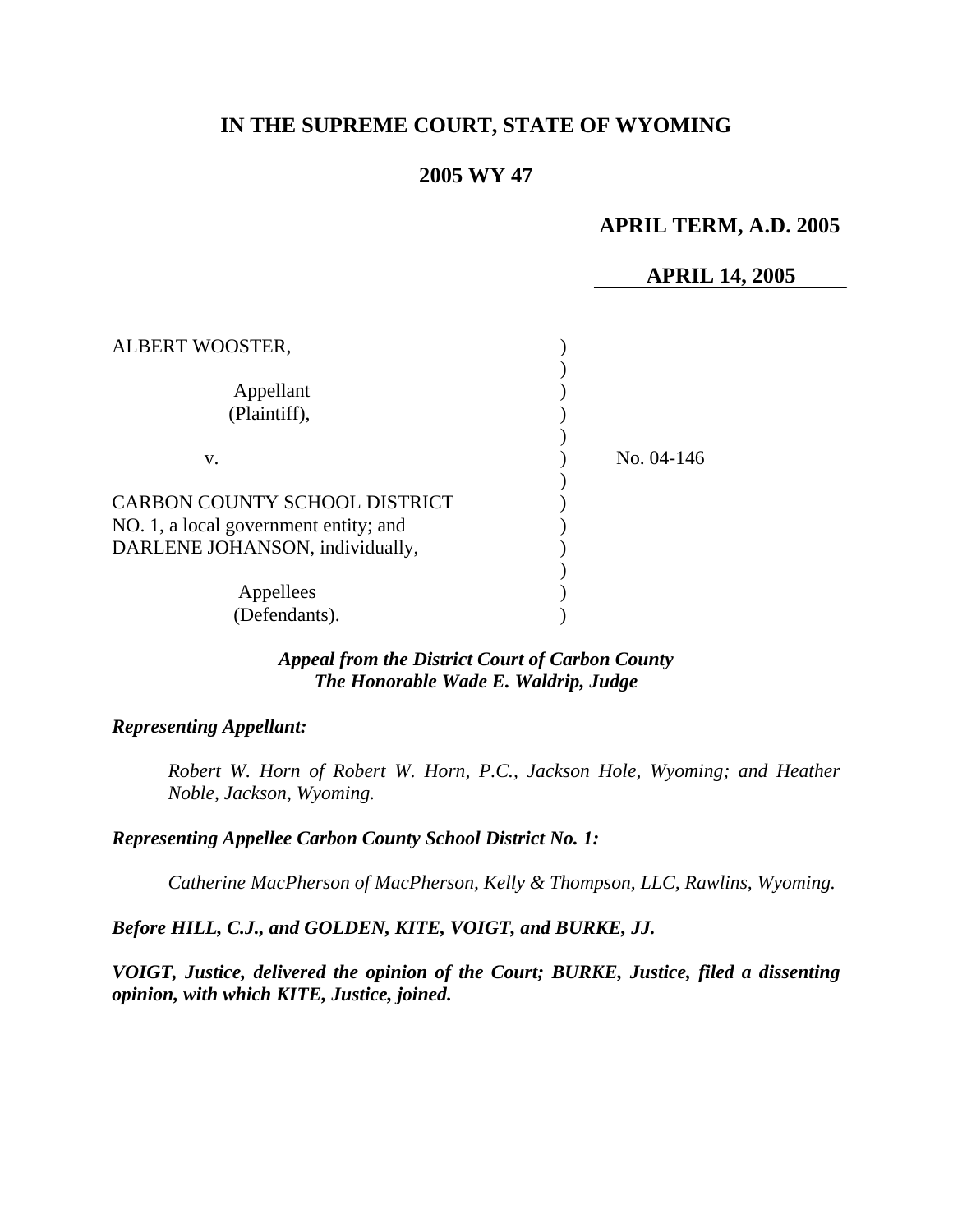# IN THE SUPREME COURT, STATE OF WYOMING

## 2005 WY 47

**APRIL TERM, A.D. 2005**

**APRIL 14, 2005**

ALBERT WOOSTER,

Appellant (Plaintiff),

v.

CARBON COUNTY SCHOOL DISTRICT NO. 1, a local government entity; and DARLENE JOHANSON, individually,

Appellees (Defendants).

No. 04-146

***Appeal from the District Court of Carbon County***
***The Honorable Wade E. Waldrip, Judge***

***Representing Appellant:***

*Robert W. Horn of Robert W. Horn, P.C., Jackson Hole, Wyoming; and Heather Noble, Jackson, Wyoming.*

***Representing Appellee Carbon County School District No. 1:***

*Catherine MacPherson of MacPherson, Kelly & Thompson, LLC, Rawlins, Wyoming.*

***Before HILL, C.J., and GOLDEN, KITE, VOIGT, and BURKE, JJ.***

***VOIGT, Justice, delivered the opinion of the Court; BURKE, Justice, filed a dissenting opinion, with which KITE, Justice, joined.***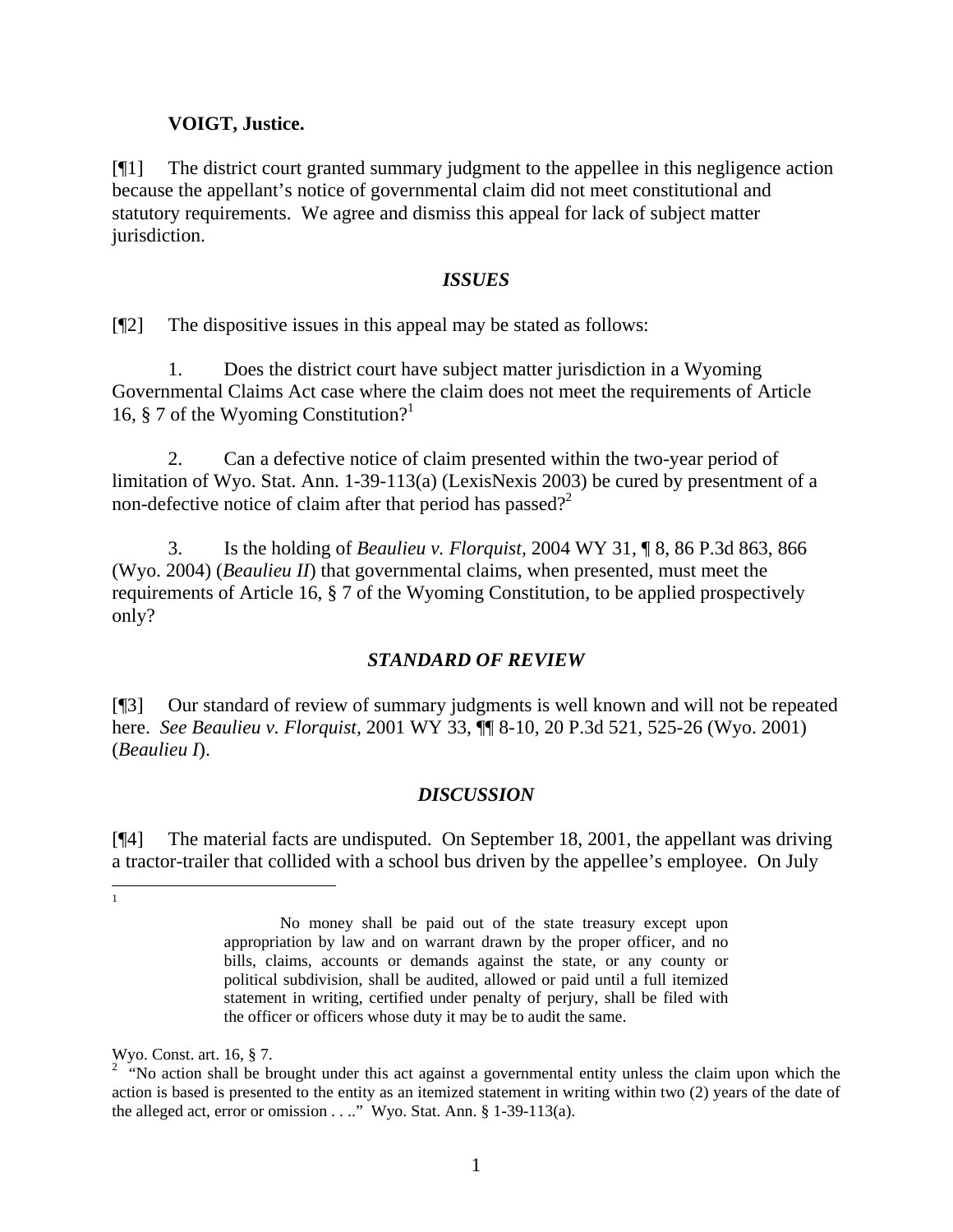**VOIGT, Justice.**

[¶1] The district court granted summary judgment to the appellee in this negligence action because the appellant's notice of governmental claim did not meet constitutional and statutory requirements. We agree and dismiss this appeal for lack of subject matter jurisdiction.

## *ISSUES*

[¶2] The dispositive issues in this appeal may be stated as follows:

1. Does the district court have subject matter jurisdiction in a Wyoming Governmental Claims Act case where the claim does not meet the requirements of Article 16, § 7 of the Wyoming Constitution?[1]

2. Can a defective notice of claim presented within the two-year period of limitation of Wyo. Stat. Ann. 1-39-113(a) (LexisNexis 2003) be cured by presentment of a non-defective notice of claim after that period has passed?[2]

3. Is the holding of *Beaulieu v. Florquist*, 2004 WY 31, ¶ 8, 86 P.3d 863, 866 (Wyo. 2004) (*Beaulieu II*) that governmental claims, when presented, must meet the requirements of Article 16, § 7 of the Wyoming Constitution, to be applied prospectively only?

## *STANDARD OF REVIEW*

[¶3] Our standard of review of summary judgments is well known and will not be repeated here. *See Beaulieu v. Florquist*, 2001 WY 33, ¶¶ 8-10, 20 P.3d 521, 525-26 (Wyo. 2001) (*Beaulieu I*).

## *DISCUSSION*

[¶4] The material facts are undisputed. On September 18, 2001, the appellant was driving a tractor-trailer that collided with a school bus driven by the appellee's employee. On July

---

[1]

> No money shall be paid out of the state treasury except upon appropriation by law and on warrant drawn by the proper officer, and no bills, claims, accounts or demands against the state, or any county or political subdivision, shall be audited, allowed or paid until a full itemized statement in writing, certified under penalty of perjury, shall be filed with the officer or officers whose duty it may be to audit the same.

Wyo. Const. art. 16, § 7.

[2] "No action shall be brought under this act against a governmental entity unless the claim upon which the action is based is presented to the entity as an itemized statement in writing within two (2) years of the date of the alleged act, error or omission . . .." Wyo. Stat. Ann. § 1-39-113(a).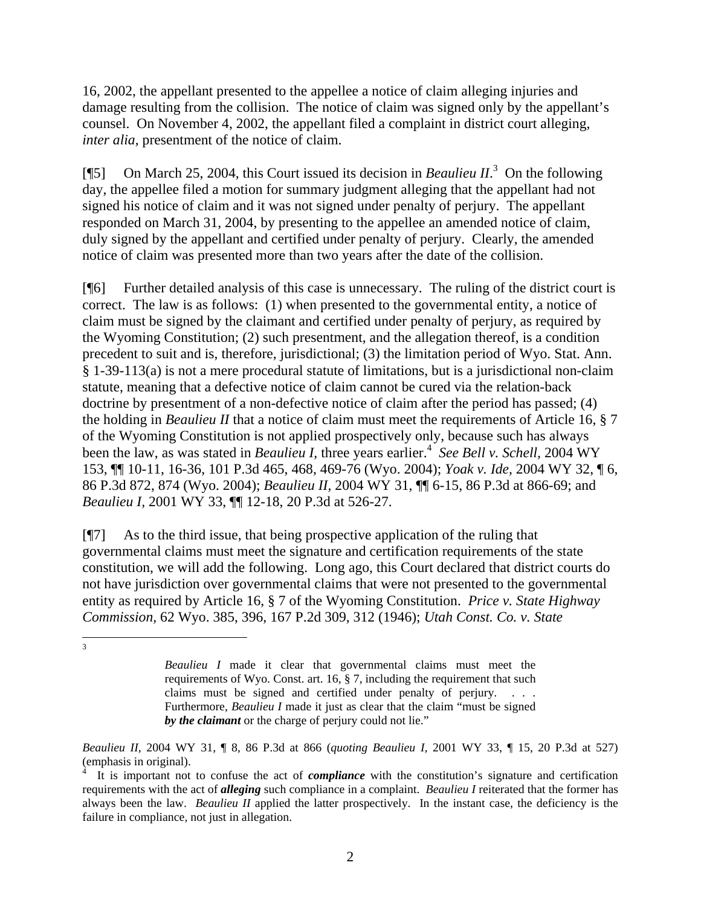16, 2002, the appellant presented to the appellee a notice of claim alleging injuries and damage resulting from the collision. The notice of claim was signed only by the appellant's counsel. On November 4, 2002, the appellant filed a complaint in district court alleging, *inter alia*, presentment of the notice of claim.

[¶5] On March 25, 2004, this Court issued its decision in *Beaulieu II*.[3] On the following day, the appellee filed a motion for summary judgment alleging that the appellant had not signed his notice of claim and it was not signed under penalty of perjury. The appellant responded on March 31, 2004, by presenting to the appellee an amended notice of claim, duly signed by the appellant and certified under penalty of perjury. Clearly, the amended notice of claim was presented more than two years after the date of the collision.

[¶6] Further detailed analysis of this case is unnecessary. The ruling of the district court is correct. The law is as follows: (1) when presented to the governmental entity, a notice of claim must be signed by the claimant and certified under penalty of perjury, as required by the Wyoming Constitution; (2) such presentment, and the allegation thereof, is a condition precedent to suit and is, therefore, jurisdictional; (3) the limitation period of Wyo. Stat. Ann. § 1-39-113(a) is not a mere procedural statute of limitations, but is a jurisdictional non-claim statute, meaning that a defective notice of claim cannot be cured via the relation-back doctrine by presentment of a non-defective notice of claim after the period has passed; (4) the holding in *Beaulieu II* that a notice of claim must meet the requirements of Article 16, § 7 of the Wyoming Constitution is not applied prospectively only, because such has always been the law, as was stated in *Beaulieu I*, three years earlier.[4] *See Bell v. Schell*, 2004 WY 153, ¶¶ 10-11, 16-36, 101 P.3d 465, 468, 469-76 (Wyo. 2004); *Yoak v. Ide*, 2004 WY 32, ¶ 6, 86 P.3d 872, 874 (Wyo. 2004); *Beaulieu II*, 2004 WY 31, ¶¶ 6-15, 86 P.3d at 866-69; and *Beaulieu I*, 2001 WY 33, ¶¶ 12-18, 20 P.3d at 526-27.

[¶7] As to the third issue, that being prospective application of the ruling that governmental claims must meet the signature and certification requirements of the state constitution, we will add the following. Long ago, this Court declared that district courts do not have jurisdiction over governmental claims that were not presented to the governmental entity as required by Article 16, § 7 of the Wyoming Constitution. *Price v. State Highway Commission*, 62 Wyo. 385, 396, 167 P.2d 309, 312 (1946); *Utah Const. Co. v. State*

---

[3]

> *Beaulieu I* made it clear that governmental claims must meet the requirements of Wyo. Const. art. 16, § 7, including the requirement that such claims must be signed and certified under penalty of perjury. . . . Furthermore, *Beaulieu I* made it just as clear that the claim "must be signed ***by the claimant*** or the charge of perjury could not lie."

*Beaulieu II*, 2004 WY 31, ¶ 8, 86 P.3d at 866 (*quoting Beaulieu I*, 2001 WY 33, ¶ 15, 20 P.3d at 527) (emphasis in original).

[4] It is important not to confuse the act of ***compliance*** with the constitution's signature and certification requirements with the act of ***alleging*** such compliance in a complaint. *Beaulieu I* reiterated that the former has always been the law. *Beaulieu II* applied the latter prospectively. In the instant case, the deficiency is the failure in compliance, not just in allegation.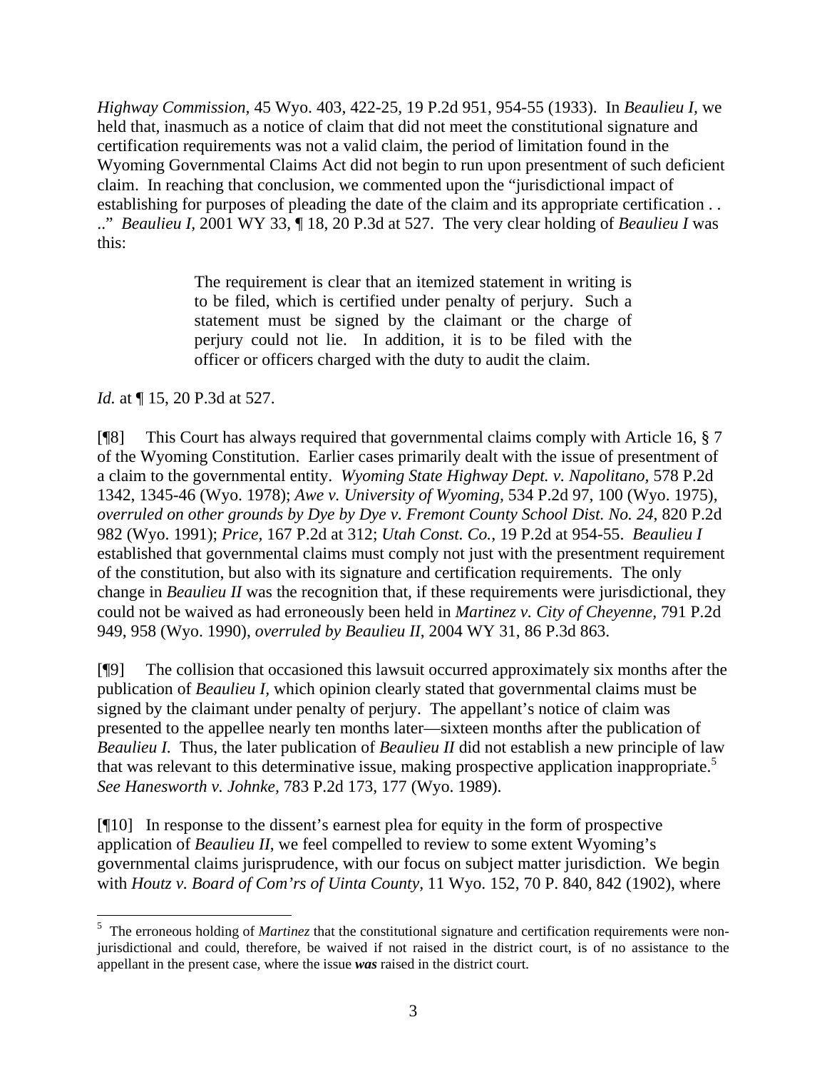*Highway Commission,* 45 Wyo. 403, 422-25, 19 P.2d 951, 954-55 (1933). In *Beaulieu I,* we held that, inasmuch as a notice of claim that did not meet the constitutional signature and certification requirements was not a valid claim, the period of limitation found in the Wyoming Governmental Claims Act did not begin to run upon presentment of such deficient claim. In reaching that conclusion, we commented upon the "jurisdictional impact of establishing for purposes of pleading the date of the claim and its appropriate certification . . .." *Beaulieu I,* 2001 WY 33, ¶ 18, 20 P.3d at 527. The very clear holding of *Beaulieu I* was this:

> The requirement is clear that an itemized statement in writing is to be filed, which is certified under penalty of perjury. Such a statement must be signed by the claimant or the charge of perjury could not lie. In addition, it is to be filed with the officer or officers charged with the duty to audit the claim.

*Id.* at ¶ 15, 20 P.3d at 527.

[¶8] This Court has always required that governmental claims comply with Article 16, § 7 of the Wyoming Constitution. Earlier cases primarily dealt with the issue of presentment of a claim to the governmental entity. *Wyoming State Highway Dept. v. Napolitano,* 578 P.2d 1342, 1345-46 (Wyo. 1978); *Awe v. University of Wyoming,* 534 P.2d 97, 100 (Wyo. 1975), *overruled on other grounds by Dye by Dye v. Fremont County School Dist. No. 24,* 820 P.2d 982 (Wyo. 1991); *Price,* 167 P.2d at 312; *Utah Const. Co.,* 19 P.2d at 954-55. *Beaulieu I* established that governmental claims must comply not just with the presentment requirement of the constitution, but also with its signature and certification requirements. The only change in *Beaulieu II* was the recognition that, if these requirements were jurisdictional, they could not be waived as had erroneously been held in *Martinez v. City of Cheyenne,* 791 P.2d 949, 958 (Wyo. 1990), *overruled by Beaulieu II*, 2004 WY 31, 86 P.3d 863.

[¶9] The collision that occasioned this lawsuit occurred approximately six months after the publication of *Beaulieu I,* which opinion clearly stated that governmental claims must be signed by the claimant under penalty of perjury. The appellant's notice of claim was presented to the appellee nearly ten months later—sixteen months after the publication of *Beaulieu I.* Thus, the later publication of *Beaulieu II* did not establish a new principle of law that was relevant to this determinative issue, making prospective application inappropriate.[5] *See Hanesworth v. Johnke,* 783 P.2d 173, 177 (Wyo. 1989).

[¶10] In response to the dissent's earnest plea for equity in the form of prospective application of *Beaulieu II,* we feel compelled to review to some extent Wyoming's governmental claims jurisprudence, with our focus on subject matter jurisdiction. We begin with *Houtz v. Board of Com'rs of Uinta County,* 11 Wyo. 152, 70 P. 840, 842 (1902), where

---

[5] The erroneous holding of *Martinez* that the constitutional signature and certification requirements were non-jurisdictional and could, therefore, be waived if not raised in the district court, is of no assistance to the appellant in the present case, where the issue ***was*** raised in the district court.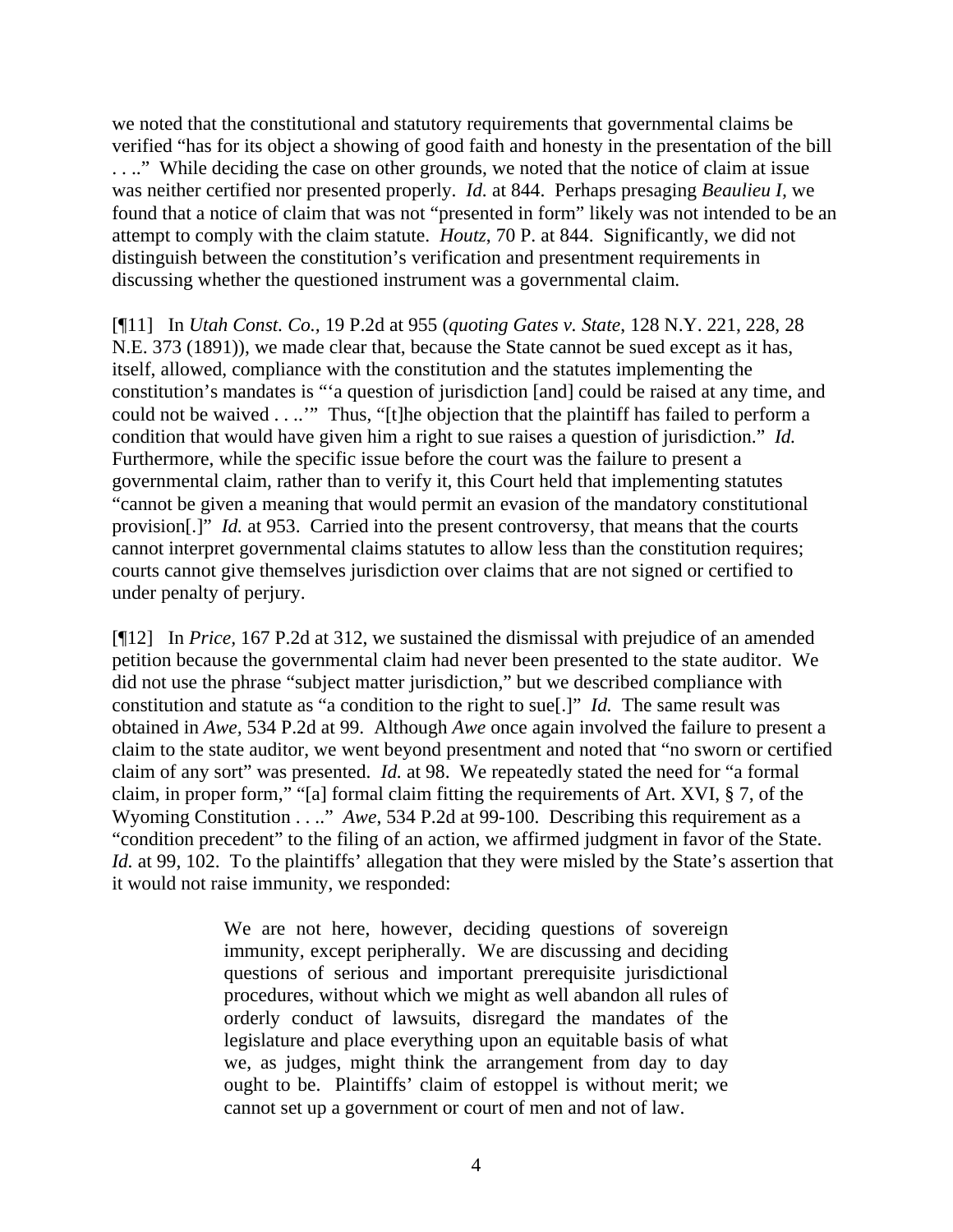we noted that the constitutional and statutory requirements that governmental claims be verified "has for its object a showing of good faith and honesty in the presentation of the bill . . .." While deciding the case on other grounds, we noted that the notice of claim at issue was neither certified nor presented properly. *Id.* at 844. Perhaps presaging *Beaulieu I*, we found that a notice of claim that was not "presented in form" likely was not intended to be an attempt to comply with the claim statute. *Houtz*, 70 P. at 844. Significantly, we did not distinguish between the constitution's verification and presentment requirements in discussing whether the questioned instrument was a governmental claim.

[¶11] In *Utah Const. Co.*, 19 P.2d at 955 (*quoting Gates v. State*, 128 N.Y. 221, 228, 28 N.E. 373 (1891)), we made clear that, because the State cannot be sued except as it has, itself, allowed, compliance with the constitution and the statutes implementing the constitution's mandates is "'a question of jurisdiction [and] could be raised at any time, and could not be waived . . ..'" Thus, "[t]he objection that the plaintiff has failed to perform a condition that would have given him a right to sue raises a question of jurisdiction." *Id.* Furthermore, while the specific issue before the court was the failure to present a governmental claim, rather than to verify it, this Court held that implementing statutes "cannot be given a meaning that would permit an evasion of the mandatory constitutional provision[.]" *Id.* at 953. Carried into the present controversy, that means that the courts cannot interpret governmental claims statutes to allow less than the constitution requires; courts cannot give themselves jurisdiction over claims that are not signed or certified to under penalty of perjury.

[¶12] In *Price*, 167 P.2d at 312, we sustained the dismissal with prejudice of an amended petition because the governmental claim had never been presented to the state auditor. We did not use the phrase "subject matter jurisdiction," but we described compliance with constitution and statute as "a condition to the right to sue[.]" *Id.* The same result was obtained in *Awe*, 534 P.2d at 99. Although *Awe* once again involved the failure to present a claim to the state auditor, we went beyond presentment and noted that "no sworn or certified claim of any sort" was presented. *Id.* at 98. We repeatedly stated the need for "a formal claim, in proper form," "[a] formal claim fitting the requirements of Art. XVI, § 7, of the Wyoming Constitution . . .." *Awe*, 534 P.2d at 99-100. Describing this requirement as a "condition precedent" to the filing of an action, we affirmed judgment in favor of the State. *Id.* at 99, 102. To the plaintiffs' allegation that they were misled by the State's assertion that it would not raise immunity, we responded:

> We are not here, however, deciding questions of sovereign immunity, except peripherally. We are discussing and deciding questions of serious and important prerequisite jurisdictional procedures, without which we might as well abandon all rules of orderly conduct of lawsuits, disregard the mandates of the legislature and place everything upon an equitable basis of what we, as judges, might think the arrangement from day to day ought to be. Plaintiffs' claim of estoppel is without merit; we cannot set up a government or court of men and not of law.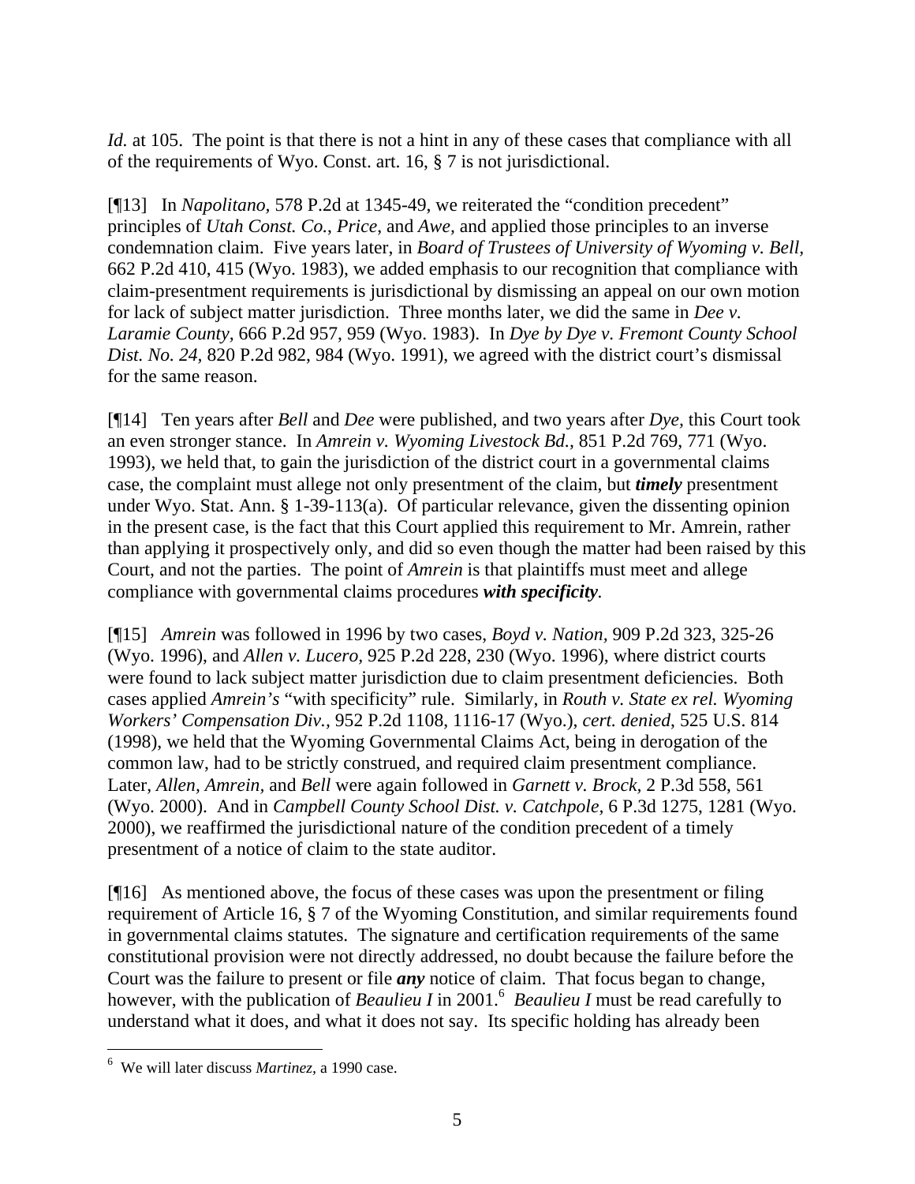*Id.* at 105. The point is that there is not a hint in any of these cases that compliance with all of the requirements of Wyo. Const. art. 16, § 7 is not jurisdictional.

[¶13] In *Napolitano,* 578 P.2d at 1345-49, we reiterated the "condition precedent" principles of *Utah Const. Co.*, *Price*, and *Awe*, and applied those principles to an inverse condemnation claim. Five years later, in *Board of Trustees of University of Wyoming v. Bell,* 662 P.2d 410, 415 (Wyo. 1983), we added emphasis to our recognition that compliance with claim-presentment requirements is jurisdictional by dismissing an appeal on our own motion for lack of subject matter jurisdiction. Three months later, we did the same in *Dee v. Laramie County,* 666 P.2d 957, 959 (Wyo. 1983). In *Dye by Dye v. Fremont County School Dist. No. 24,* 820 P.2d 982, 984 (Wyo. 1991), we agreed with the district court's dismissal for the same reason.

[¶14] Ten years after *Bell* and *Dee* were published, and two years after *Dye,* this Court took an even stronger stance. In *Amrein v. Wyoming Livestock Bd.,* 851 P.2d 769, 771 (Wyo. 1993), we held that, to gain the jurisdiction of the district court in a governmental claims case, the complaint must allege not only presentment of the claim, but ***timely*** presentment under Wyo. Stat. Ann. § 1-39-113(a). Of particular relevance, given the dissenting opinion in the present case, is the fact that this Court applied this requirement to Mr. Amrein, rather than applying it prospectively only, and did so even though the matter had been raised by this Court, and not the parties. The point of *Amrein* is that plaintiffs must meet and allege compliance with governmental claims procedures ***with specificity***.

[¶15] *Amrein* was followed in 1996 by two cases, *Boyd v. Nation*, 909 P.2d 323, 325-26 (Wyo. 1996), and *Allen v. Lucero,* 925 P.2d 228, 230 (Wyo. 1996), where district courts were found to lack subject matter jurisdiction due to claim presentment deficiencies. Both cases applied *Amrein's* "with specificity" rule. Similarly, in *Routh v. State ex rel. Wyoming Workers' Compensation Div.,* 952 P.2d 1108, 1116-17 (Wyo.), *cert. denied*, 525 U.S. 814 (1998), we held that the Wyoming Governmental Claims Act, being in derogation of the common law, had to be strictly construed, and required claim presentment compliance. Later, *Allen, Amrein*, and *Bell* were again followed in *Garnett v. Brock,* 2 P.3d 558, 561 (Wyo. 2000). And in *Campbell County School Dist. v. Catchpole,* 6 P.3d 1275, 1281 (Wyo. 2000), we reaffirmed the jurisdictional nature of the condition precedent of a timely presentment of a notice of claim to the state auditor.

[¶16] As mentioned above, the focus of these cases was upon the presentment or filing requirement of Article 16, § 7 of the Wyoming Constitution, and similar requirements found in governmental claims statutes. The signature and certification requirements of the same constitutional provision were not directly addressed, no doubt because the failure before the Court was the failure to present or file ***any*** notice of claim. That focus began to change, however, with the publication of *Beaulieu I* in 2001.[6] *Beaulieu I* must be read carefully to understand what it does, and what it does not say. Its specific holding has already been

[6] We will later discuss *Martinez*, a 1990 case.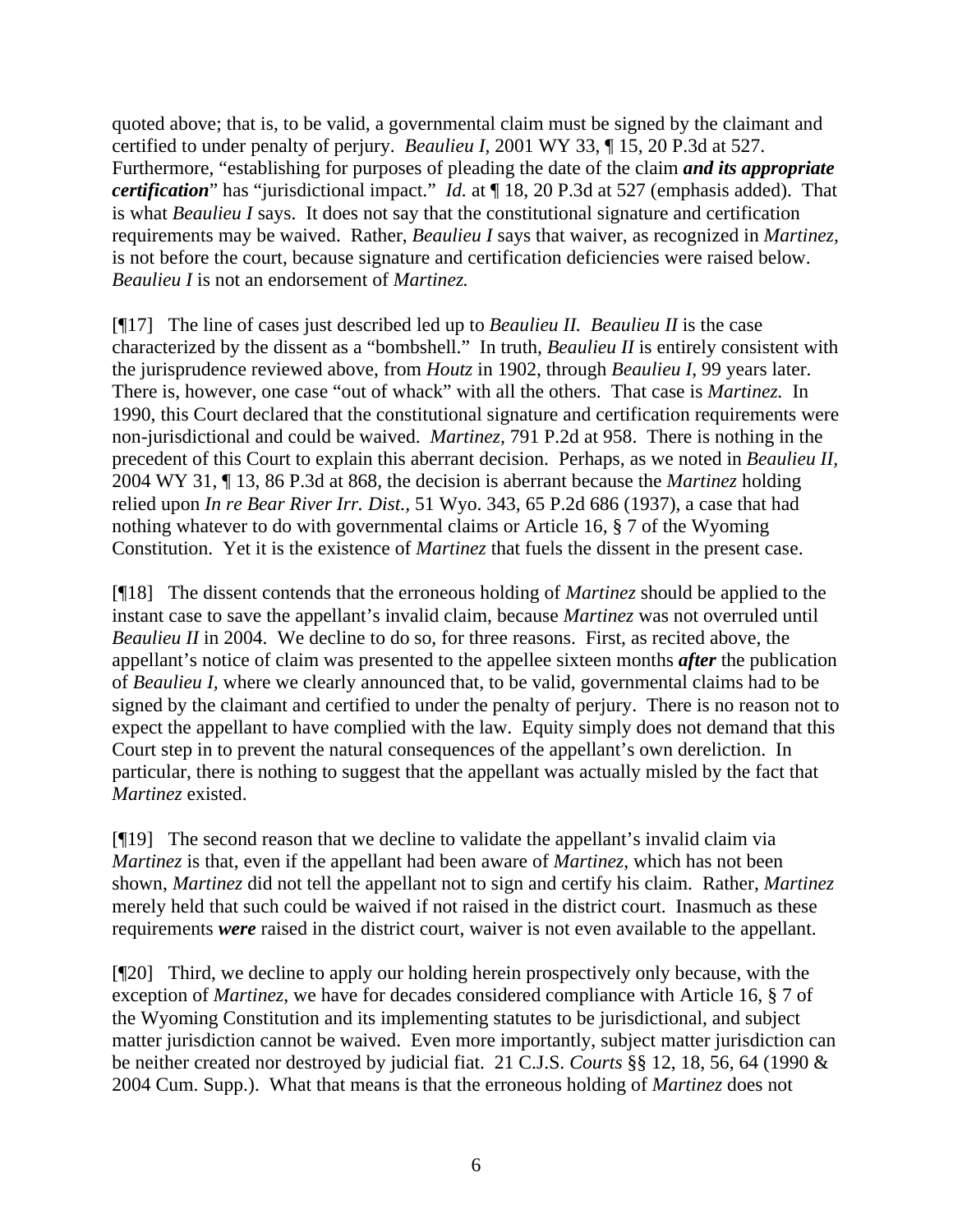quoted above; that is, to be valid, a governmental claim must be signed by the claimant and certified to under penalty of perjury. *Beaulieu I,* 2001 WY 33, ¶ 15, 20 P.3d at 527. Furthermore, "establishing for purposes of pleading the date of the claim ***and its appropriate certification***" has "jurisdictional impact." *Id.* at ¶ 18, 20 P.3d at 527 (emphasis added). That is what *Beaulieu I* says. It does not say that the constitutional signature and certification requirements may be waived. Rather, *Beaulieu I* says that waiver, as recognized in *Martinez,* is not before the court, because signature and certification deficiencies were raised below. *Beaulieu I* is not an endorsement of *Martinez.*

[¶17] The line of cases just described led up to *Beaulieu II. Beaulieu II* is the case characterized by the dissent as a "bombshell." In truth, *Beaulieu II* is entirely consistent with the jurisprudence reviewed above, from *Houtz* in 1902, through *Beaulieu I*, 99 years later. There is, however, one case "out of whack" with all the others. That case is *Martinez.* In 1990, this Court declared that the constitutional signature and certification requirements were non-jurisdictional and could be waived. *Martinez,* 791 P.2d at 958. There is nothing in the precedent of this Court to explain this aberrant decision. Perhaps, as we noted in *Beaulieu II,* 2004 WY 31, ¶ 13, 86 P.3d at 868, the decision is aberrant because the *Martinez* holding relied upon *In re Bear River Irr. Dist.,* 51 Wyo. 343, 65 P.2d 686 (1937), a case that had nothing whatever to do with governmental claims or Article 16, § 7 of the Wyoming Constitution. Yet it is the existence of *Martinez* that fuels the dissent in the present case.

[¶18] The dissent contends that the erroneous holding of *Martinez* should be applied to the instant case to save the appellant's invalid claim, because *Martinez* was not overruled until *Beaulieu II* in 2004. We decline to do so, for three reasons. First, as recited above, the appellant's notice of claim was presented to the appellee sixteen months ***after*** the publication of *Beaulieu I,* where we clearly announced that, to be valid, governmental claims had to be signed by the claimant and certified to under the penalty of perjury. There is no reason not to expect the appellant to have complied with the law. Equity simply does not demand that this Court step in to prevent the natural consequences of the appellant's own dereliction. In particular, there is nothing to suggest that the appellant was actually misled by the fact that *Martinez* existed.

[¶19] The second reason that we decline to validate the appellant's invalid claim via *Martinez* is that, even if the appellant had been aware of *Martinez*, which has not been shown, *Martinez* did not tell the appellant not to sign and certify his claim. Rather, *Martinez* merely held that such could be waived if not raised in the district court. Inasmuch as these requirements ***were*** raised in the district court, waiver is not even available to the appellant.

[¶20] Third, we decline to apply our holding herein prospectively only because, with the exception of *Martinez*, we have for decades considered compliance with Article 16, § 7 of the Wyoming Constitution and its implementing statutes to be jurisdictional, and subject matter jurisdiction cannot be waived. Even more importantly, subject matter jurisdiction can be neither created nor destroyed by judicial fiat. 21 C.J.S. *Courts* §§ 12, 18, 56, 64 (1990 & 2004 Cum. Supp.). What that means is that the erroneous holding of *Martinez* does not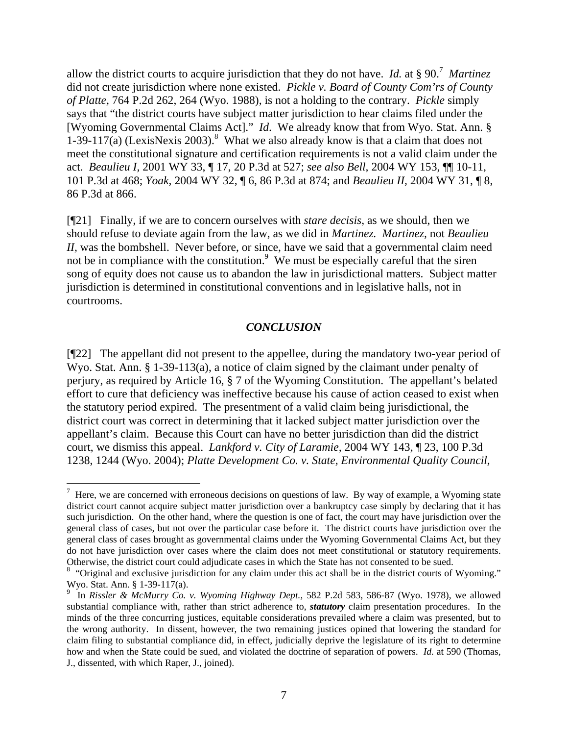allow the district courts to acquire jurisdiction that they do not have. *Id.* at § 90.[7] *Martinez* did not create jurisdiction where none existed. *Pickle v. Board of County Com'rs of County of Platte,* 764 P.2d 262, 264 (Wyo. 1988), is not a holding to the contrary. *Pickle* simply says that "the district courts have subject matter jurisdiction to hear claims filed under the [Wyoming Governmental Claims Act]." *Id.* We already know that from Wyo. Stat. Ann. § 1-39-117(a) (LexisNexis 2003).[8] What we also already know is that a claim that does not meet the constitutional signature and certification requirements is not a valid claim under the act. *Beaulieu I*, 2001 WY 33, ¶ 17, 20 P.3d at 527; *see also Bell,* 2004 WY 153, ¶¶ 10-11, 101 P.3d at 468; *Yoak,* 2004 WY 32, ¶ 6, 86 P.3d at 874; and *Beaulieu II*, 2004 WY 31, ¶ 8, 86 P.3d at 866.

[¶21] Finally, if we are to concern ourselves with *stare decisis*, as we should, then we should refuse to deviate again from the law, as we did in *Martinez. Martinez*, not *Beaulieu II*, was the bombshell. Never before, or since, have we said that a governmental claim need not be in compliance with the constitution.[9] We must be especially careful that the siren song of equity does not cause us to abandon the law in jurisdictional matters. Subject matter jurisdiction is determined in constitutional conventions and in legislative halls, not in courtrooms.

### *CONCLUSION*

[¶22] The appellant did not present to the appellee, during the mandatory two-year period of Wyo. Stat. Ann. § 1-39-113(a), a notice of claim signed by the claimant under penalty of perjury, as required by Article 16, § 7 of the Wyoming Constitution. The appellant's belated effort to cure that deficiency was ineffective because his cause of action ceased to exist when the statutory period expired. The presentment of a valid claim being jurisdictional, the district court was correct in determining that it lacked subject matter jurisdiction over the appellant's claim. Because this Court can have no better jurisdiction than did the district court, we dismiss this appeal. *Lankford v. City of Laramie*, 2004 WY 143, ¶ 23, 100 P.3d 1238, 1244 (Wyo. 2004); *Platte Development Co. v. State, Environmental Quality Council,*

---

[7] Here, we are concerned with erroneous decisions on questions of law. By way of example, a Wyoming state district court cannot acquire subject matter jurisdiction over a bankruptcy case simply by declaring that it has such jurisdiction. On the other hand, where the question is one of fact, the court may have jurisdiction over the general class of cases, but not over the particular case before it. The district courts have jurisdiction over the general class of cases brought as governmental claims under the Wyoming Governmental Claims Act, but they do not have jurisdiction over cases where the claim does not meet constitutional or statutory requirements. Otherwise, the district court could adjudicate cases in which the State has not consented to be sued.

[8] "Original and exclusive jurisdiction for any claim under this act shall be in the district courts of Wyoming." Wyo. Stat. Ann. § 1-39-117(a).

[9] In *Rissler & McMurry Co. v. Wyoming Highway Dept.*, 582 P.2d 583, 586-87 (Wyo. 1978), we allowed substantial compliance with, rather than strict adherence to, ***statutory*** claim presentation procedures. In the minds of the three concurring justices, equitable considerations prevailed where a claim was presented, but to the wrong authority. In dissent, however, the two remaining justices opined that lowering the standard for claim filing to substantial compliance did, in effect, judicially deprive the legislature of its right to determine how and when the State could be sued, and violated the doctrine of separation of powers. *Id.* at 590 (Thomas, J., dissented, with which Raper, J., joined).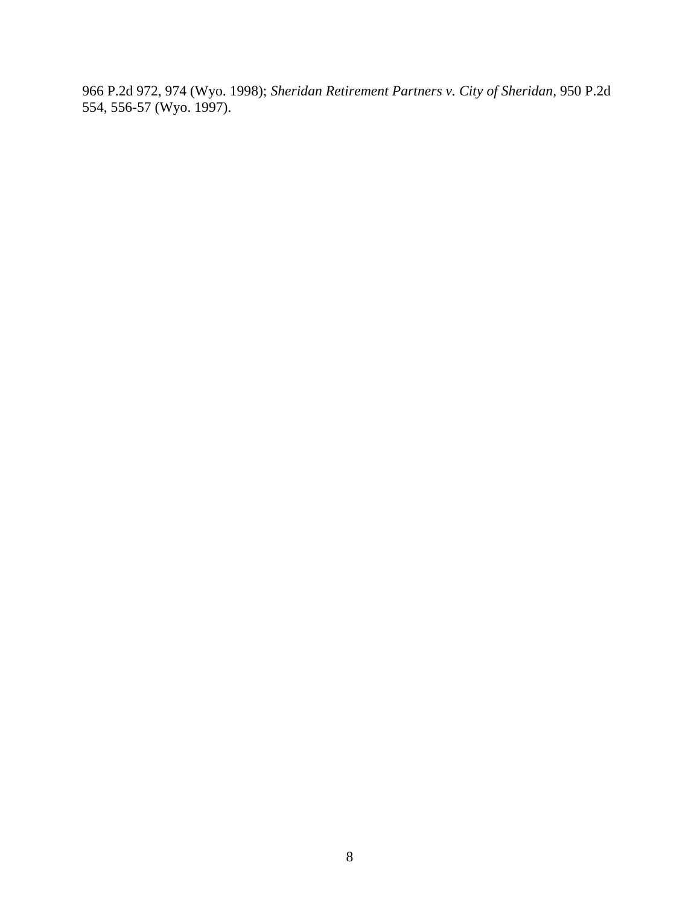966 P.2d 972, 974 (Wyo. 1998); *Sheridan Retirement Partners v. City of Sheridan*, 950 P.2d 554, 556-57 (Wyo. 1997).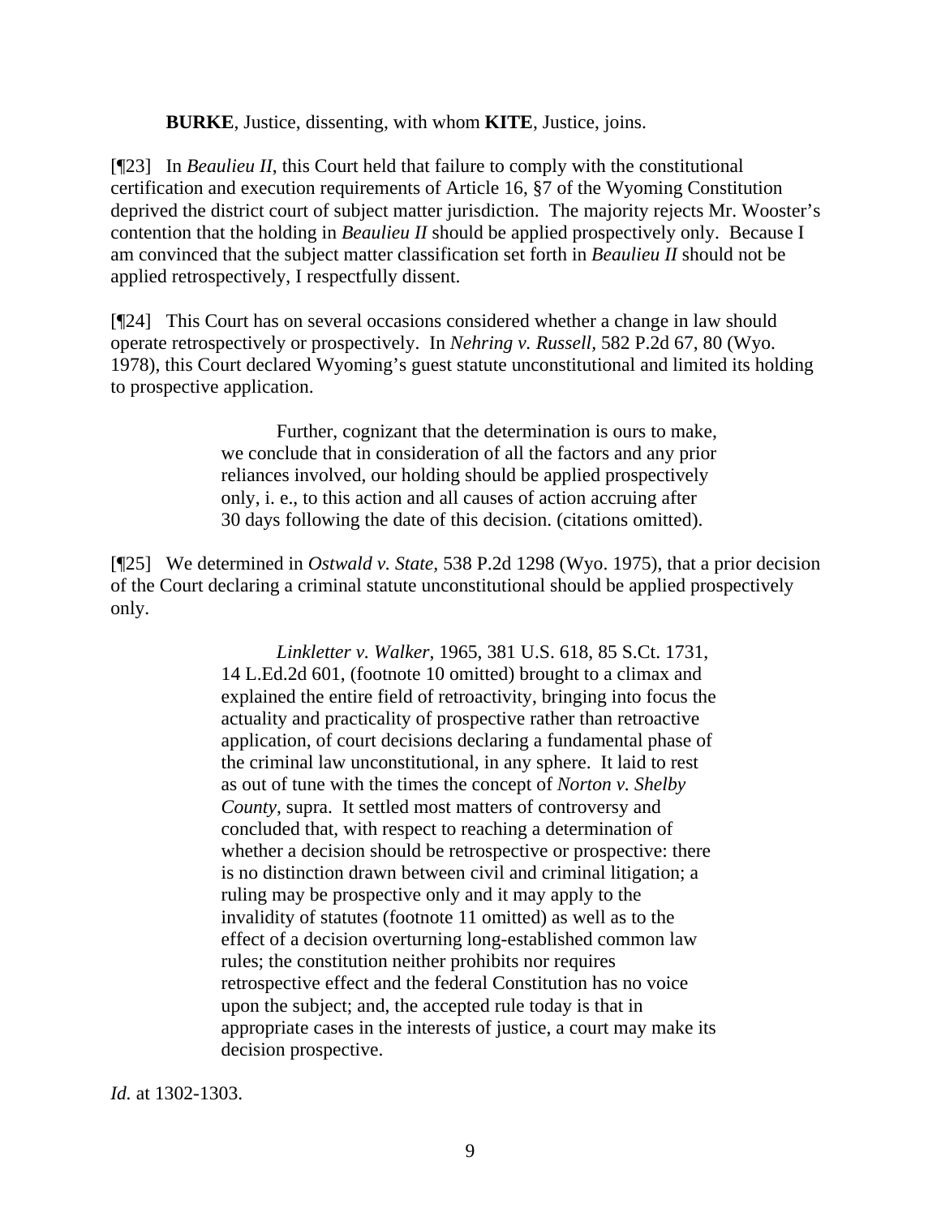**BURKE**, Justice, dissenting, with whom **KITE**, Justice, joins.

[¶23] In *Beaulieu II*, this Court held that failure to comply with the constitutional certification and execution requirements of Article 16, §7 of the Wyoming Constitution deprived the district court of subject matter jurisdiction. The majority rejects Mr. Wooster's contention that the holding in *Beaulieu II* should be applied prospectively only. Because I am convinced that the subject matter classification set forth in *Beaulieu II* should not be applied retrospectively, I respectfully dissent.

[¶24] This Court has on several occasions considered whether a change in law should operate retrospectively or prospectively. In *Nehring v. Russell*, 582 P.2d 67, 80 (Wyo. 1978), this Court declared Wyoming's guest statute unconstitutional and limited its holding to prospective application.

> Further, cognizant that the determination is ours to make, we conclude that in consideration of all the factors and any prior reliances involved, our holding should be applied prospectively only, i. e., to this action and all causes of action accruing after 30 days following the date of this decision. (citations omitted).

[¶25] We determined in *Ostwald v. State*, 538 P.2d 1298 (Wyo. 1975), that a prior decision of the Court declaring a criminal statute unconstitutional should be applied prospectively only.

> *Linkletter v. Walker*, 1965, 381 U.S. 618, 85 S.Ct. 1731, 14 L.Ed.2d 601, (footnote 10 omitted) brought to a climax and explained the entire field of retroactivity, bringing into focus the actuality and practicality of prospective rather than retroactive application, of court decisions declaring a fundamental phase of the criminal law unconstitutional, in any sphere. It laid to rest as out of tune with the times the concept of *Norton v. Shelby County*, supra. It settled most matters of controversy and concluded that, with respect to reaching a determination of whether a decision should be retrospective or prospective: there is no distinction drawn between civil and criminal litigation; a ruling may be prospective only and it may apply to the invalidity of statutes (footnote 11 omitted) as well as to the effect of a decision overturning long-established common law rules; the constitution neither prohibits nor requires retrospective effect and the federal Constitution has no voice upon the subject; and, the accepted rule today is that in appropriate cases in the interests of justice, a court may make its decision prospective.

*Id.* at 1302-1303.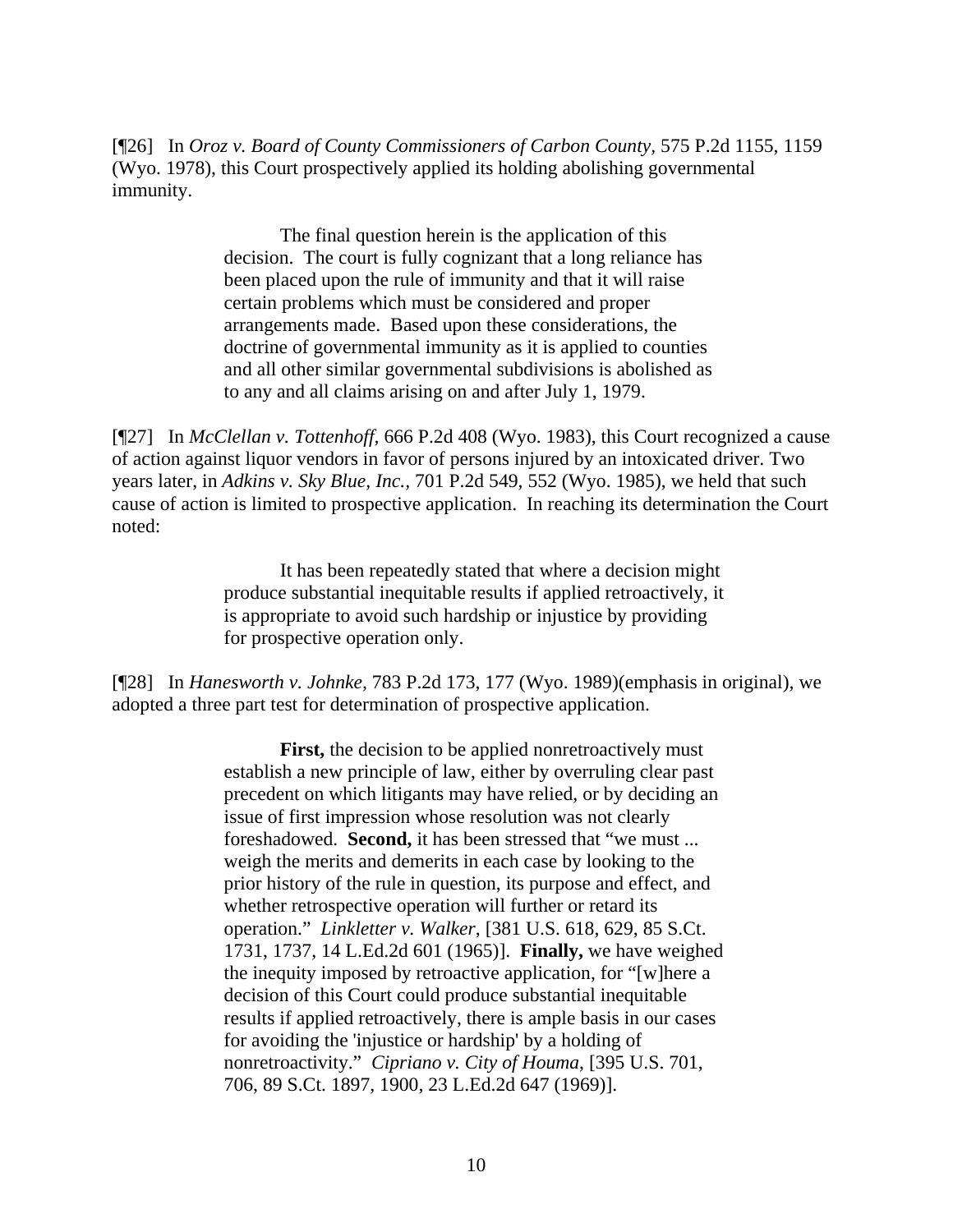[¶26] In *Oroz v. Board of County Commissioners of Carbon County*, 575 P.2d 1155, 1159 (Wyo. 1978), this Court prospectively applied its holding abolishing governmental immunity.

> The final question herein is the application of this decision. The court is fully cognizant that a long reliance has been placed upon the rule of immunity and that it will raise certain problems which must be considered and proper arrangements made. Based upon these considerations, the doctrine of governmental immunity as it is applied to counties and all other similar governmental subdivisions is abolished as to any and all claims arising on and after July 1, 1979.

[¶27] In *McClellan v. Tottenhoff*, 666 P.2d 408 (Wyo. 1983), this Court recognized a cause of action against liquor vendors in favor of persons injured by an intoxicated driver. Two years later, in *Adkins v. Sky Blue, Inc.,* 701 P.2d 549, 552 (Wyo. 1985), we held that such cause of action is limited to prospective application. In reaching its determination the Court noted:

> It has been repeatedly stated that where a decision might produce substantial inequitable results if applied retroactively, it is appropriate to avoid such hardship or injustice by providing for prospective operation only.

[¶28] In *Hanesworth v. Johnke*, 783 P.2d 173, 177 (Wyo. 1989)(emphasis in original), we adopted a three part test for determination of prospective application.

> **First,** the decision to be applied nonretroactively must establish a new principle of law, either by overruling clear past precedent on which litigants may have relied, or by deciding an issue of first impression whose resolution was not clearly foreshadowed. **Second,** it has been stressed that "we must ... weigh the merits and demerits in each case by looking to the prior history of the rule in question, its purpose and effect, and whether retrospective operation will further or retard its operation." *Linkletter v. Walker*, [381 U.S. 618, 629, 85 S.Ct. 1731, 1737, 14 L.Ed.2d 601 (1965)]. **Finally,** we have weighed the inequity imposed by retroactive application, for "[w]here a decision of this Court could produce substantial inequitable results if applied retroactively, there is ample basis in our cases for avoiding the 'injustice or hardship' by a holding of nonretroactivity." *Cipriano v. City of Houma*, [395 U.S. 701, 706, 89 S.Ct. 1897, 1900, 23 L.Ed.2d 647 (1969)].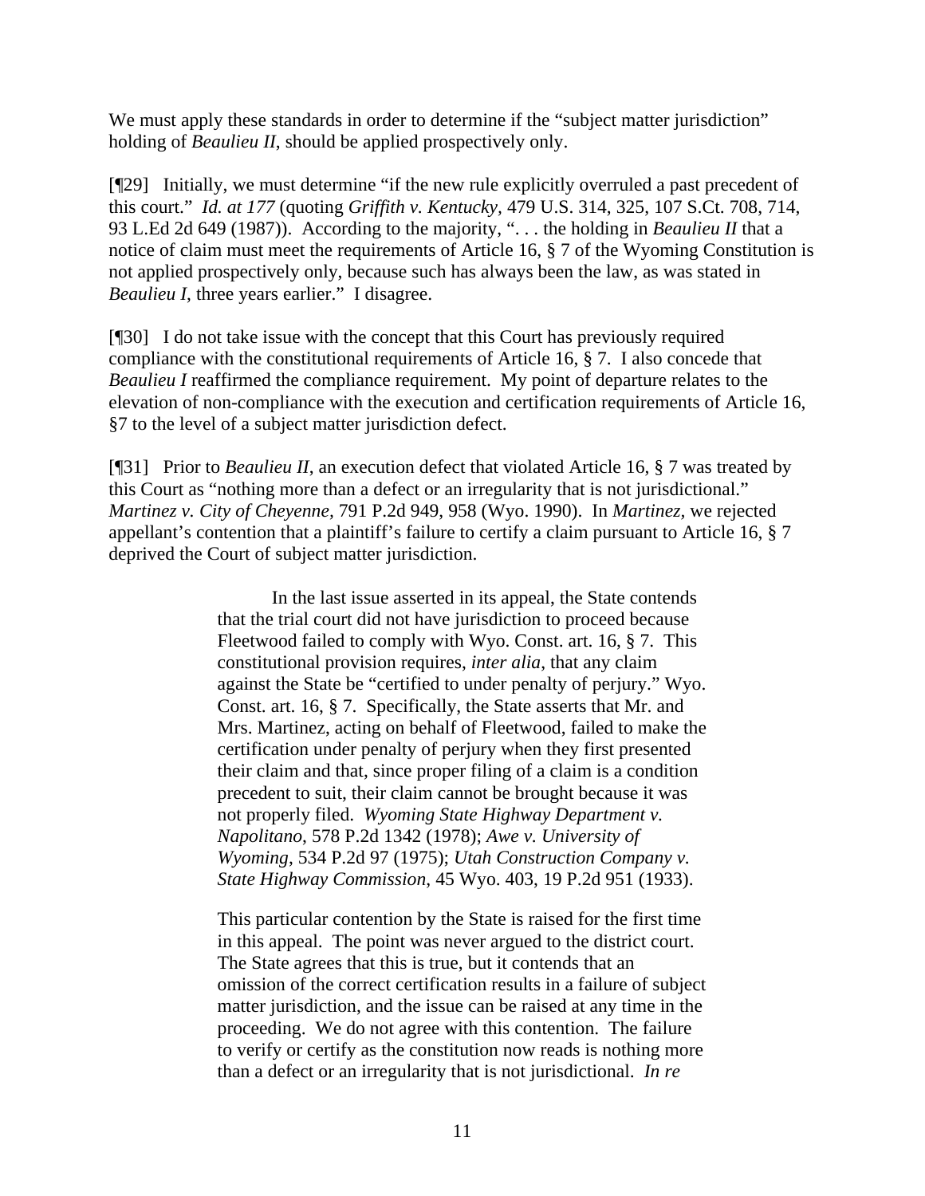We must apply these standards in order to determine if the "subject matter jurisdiction" holding of *Beaulieu II*, should be applied prospectively only.

[¶29] Initially, we must determine "if the new rule explicitly overruled a past precedent of this court." *Id. at 177* (quoting *Griffith v. Kentucky*, 479 U.S. 314, 325, 107 S.Ct. 708, 714, 93 L.Ed 2d 649 (1987)). According to the majority, ". . . the holding in *Beaulieu II* that a notice of claim must meet the requirements of Article 16, § 7 of the Wyoming Constitution is not applied prospectively only, because such has always been the law, as was stated in *Beaulieu I*, three years earlier." I disagree.

[¶30] I do not take issue with the concept that this Court has previously required compliance with the constitutional requirements of Article 16, § 7. I also concede that *Beaulieu I* reaffirmed the compliance requirement. My point of departure relates to the elevation of non-compliance with the execution and certification requirements of Article 16, §7 to the level of a subject matter jurisdiction defect.

[¶31] Prior to *Beaulieu II*, an execution defect that violated Article 16, § 7 was treated by this Court as "nothing more than a defect or an irregularity that is not jurisdictional." *Martinez v. City of Cheyenne,* 791 P.2d 949, 958 (Wyo. 1990). In *Martinez,* we rejected appellant's contention that a plaintiff's failure to certify a claim pursuant to Article 16, § 7 deprived the Court of subject matter jurisdiction.

> In the last issue asserted in its appeal, the State contends that the trial court did not have jurisdiction to proceed because Fleetwood failed to comply with Wyo. Const. art. 16, § 7. This constitutional provision requires, *inter alia*, that any claim against the State be "certified to under penalty of perjury." Wyo. Const. art. 16, § 7. Specifically, the State asserts that Mr. and Mrs. Martinez, acting on behalf of Fleetwood, failed to make the certification under penalty of perjury when they first presented their claim and that, since proper filing of a claim is a condition precedent to suit, their claim cannot be brought because it was not properly filed. *Wyoming State Highway Department v. Napolitano*, 578 P.2d 1342 (1978); *Awe v. University of Wyoming*, 534 P.2d 97 (1975); *Utah Construction Company v. State Highway Commission*, 45 Wyo. 403, 19 P.2d 951 (1933).
>
> This particular contention by the State is raised for the first time in this appeal. The point was never argued to the district court. The State agrees that this is true, but it contends that an omission of the correct certification results in a failure of subject matter jurisdiction, and the issue can be raised at any time in the proceeding. We do not agree with this contention. The failure to verify or certify as the constitution now reads is nothing more than a defect or an irregularity that is not jurisdictional. *In re*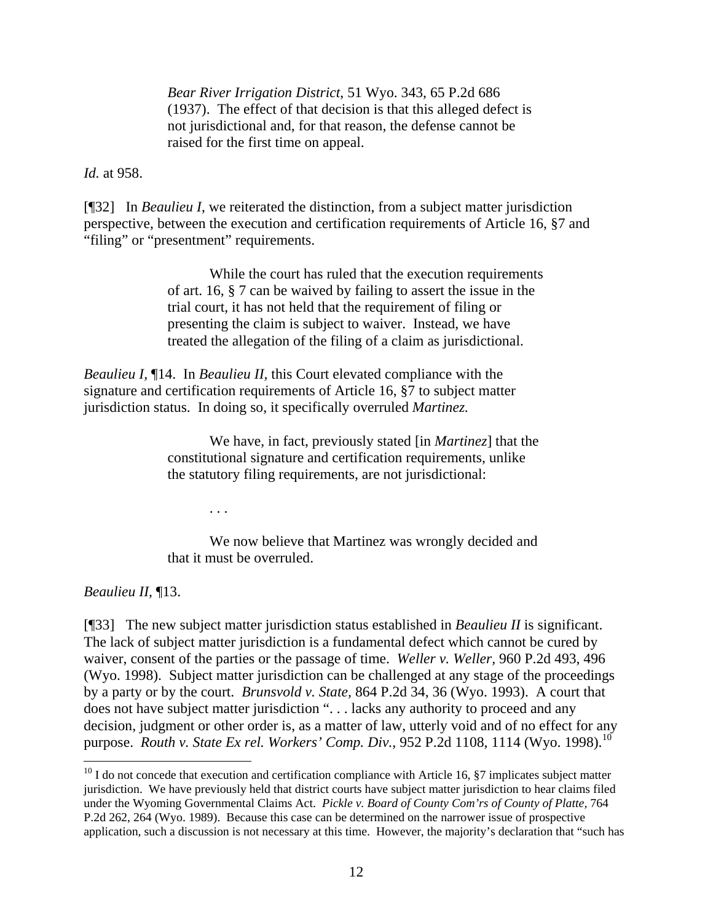> *Bear River Irrigation District*, 51 Wyo. 343, 65 P.2d 686 (1937). The effect of that decision is that this alleged defect is not jurisdictional and, for that reason, the defense cannot be raised for the first time on appeal.

*Id.* at 958.

[¶32] In *Beaulieu I*, we reiterated the distinction, from a subject matter jurisdiction perspective, between the execution and certification requirements of Article 16, §7 and "filing" or "presentment" requirements.

> While the court has ruled that the execution requirements of art. 16, § 7 can be waived by failing to assert the issue in the trial court, it has not held that the requirement of filing or presenting the claim is subject to waiver. Instead, we have treated the allegation of the filing of a claim as jurisdictional.

*Beaulieu I,* ¶14. In *Beaulieu II,* this Court elevated compliance with the signature and certification requirements of Article 16, §7 to subject matter jurisdiction status. In doing so, it specifically overruled *Martinez.*

> We have, in fact, previously stated [in *Martinez*] that the constitutional signature and certification requirements, unlike the statutory filing requirements, are not jurisdictional:
>
> . . .
>
> We now believe that Martinez was wrongly decided and that it must be overruled.

*Beaulieu II,* ¶13.

[¶33] The new subject matter jurisdiction status established in *Beaulieu II* is significant. The lack of subject matter jurisdiction is a fundamental defect which cannot be cured by waiver, consent of the parties or the passage of time. *Weller v. Weller,* 960 P.2d 493, 496 (Wyo. 1998). Subject matter jurisdiction can be challenged at any stage of the proceedings by a party or by the court. *Brunsvold v. State,* 864 P.2d 34, 36 (Wyo. 1993). A court that does not have subject matter jurisdiction ". . . lacks any authority to proceed and any decision, judgment or other order is, as a matter of law, utterly void and of no effect for any purpose. *Routh v. State Ex rel. Workers' Comp. Div.,* 952 P.2d 1108, 1114 (Wyo. 1998).[10]

---

[10] I do not concede that execution and certification compliance with Article 16, §7 implicates subject matter jurisdiction. We have previously held that district courts have subject matter jurisdiction to hear claims filed under the Wyoming Governmental Claims Act. *Pickle v. Board of County Com'rs of County of Platte,* 764 P.2d 262, 264 (Wyo. 1989). Because this case can be determined on the narrower issue of prospective application, such a discussion is not necessary at this time. However, the majority's declaration that "such has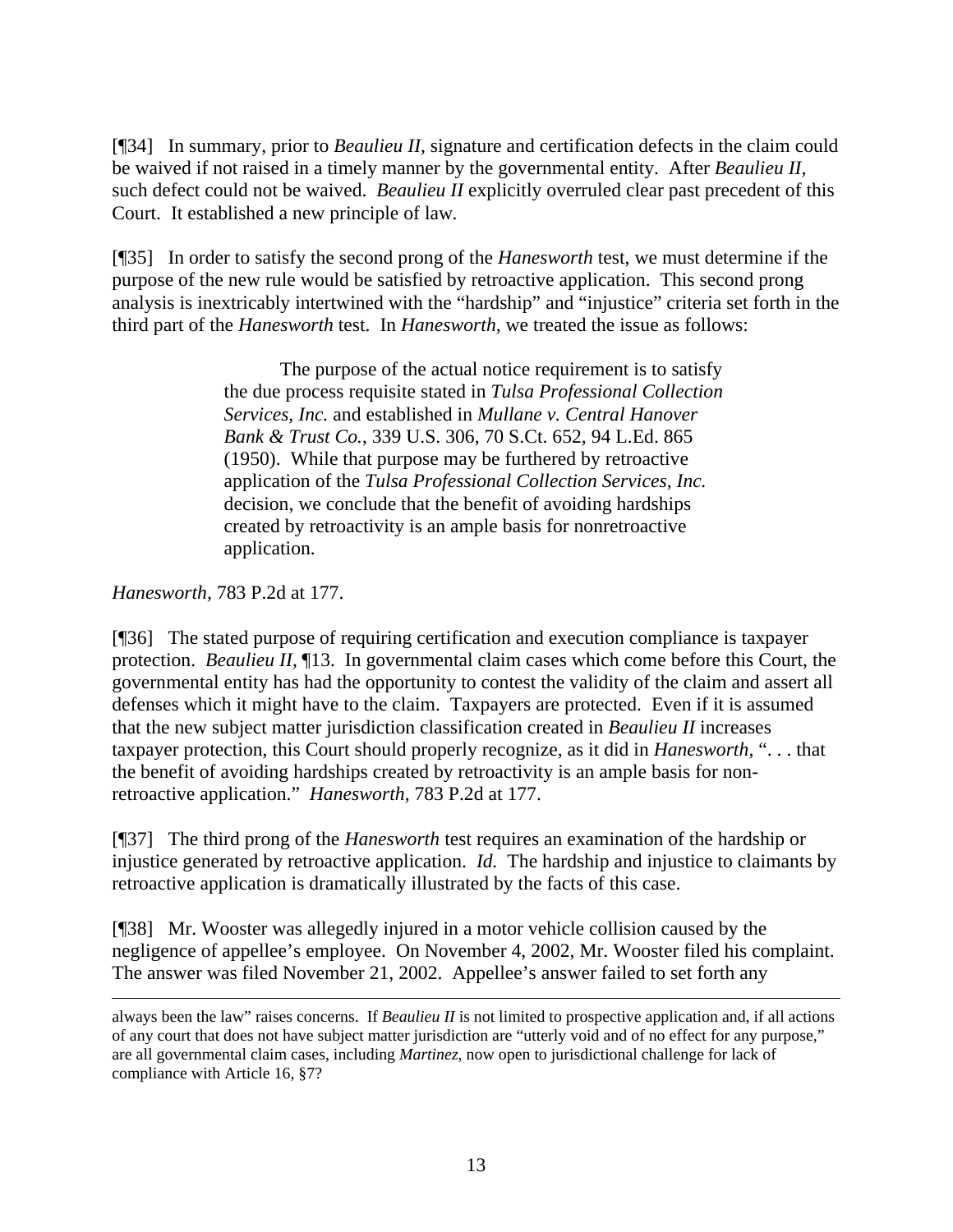[¶34] In summary, prior to *Beaulieu II*, signature and certification defects in the claim could be waived if not raised in a timely manner by the governmental entity. After *Beaulieu II*, such defect could not be waived. *Beaulieu II* explicitly overruled clear past precedent of this Court. It established a new principle of law.

[¶35] In order to satisfy the second prong of the *Hanesworth* test, we must determine if the purpose of the new rule would be satisfied by retroactive application. This second prong analysis is inextricably intertwined with the "hardship" and "injustice" criteria set forth in the third part of the *Hanesworth* test. In *Hanesworth*, we treated the issue as follows:

> The purpose of the actual notice requirement is to satisfy the due process requisite stated in *Tulsa Professional Collection Services, Inc.* and established in *Mullane v. Central Hanover Bank & Trust Co.*, 339 U.S. 306, 70 S.Ct. 652, 94 L.Ed. 865 (1950). While that purpose may be furthered by retroactive application of the *Tulsa Professional Collection Services, Inc.* decision, we conclude that the benefit of avoiding hardships created by retroactivity is an ample basis for nonretroactive application.

*Hanesworth*, 783 P.2d at 177.

[¶36] The stated purpose of requiring certification and execution compliance is taxpayer protection. *Beaulieu II*, ¶13. In governmental claim cases which come before this Court, the governmental entity has had the opportunity to contest the validity of the claim and assert all defenses which it might have to the claim. Taxpayers are protected. Even if it is assumed that the new subject matter jurisdiction classification created in *Beaulieu II* increases taxpayer protection, this Court should properly recognize, as it did in *Hanesworth*, ". . . that the benefit of avoiding hardships created by retroactivity is an ample basis for non-retroactive application." *Hanesworth*, 783 P.2d at 177.

[¶37] The third prong of the *Hanesworth* test requires an examination of the hardship or injustice generated by retroactive application. *Id.* The hardship and injustice to claimants by retroactive application is dramatically illustrated by the facts of this case.

[¶38] Mr. Wooster was allegedly injured in a motor vehicle collision caused by the negligence of appellee's employee. On November 4, 2002, Mr. Wooster filed his complaint. The answer was filed November 21, 2002. Appellee's answer failed to set forth any

---

always been the law" raises concerns. If *Beaulieu II* is not limited to prospective application and, if all actions of any court that does not have subject matter jurisdiction are "utterly void and of no effect for any purpose," are all governmental claim cases, including *Martinez*, now open to jurisdictional challenge for lack of compliance with Article 16, §7?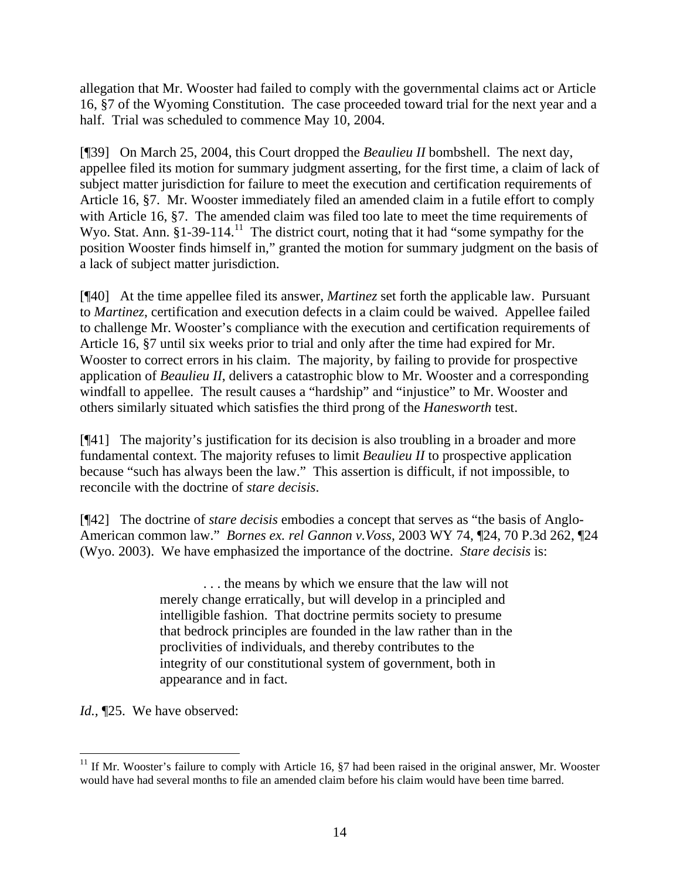allegation that Mr. Wooster had failed to comply with the governmental claims act or Article 16, §7 of the Wyoming Constitution. The case proceeded toward trial for the next year and a half. Trial was scheduled to commence May 10, 2004.

[¶39] On March 25, 2004, this Court dropped the *Beaulieu II* bombshell. The next day, appellee filed its motion for summary judgment asserting, for the first time, a claim of lack of subject matter jurisdiction for failure to meet the execution and certification requirements of Article 16, §7. Mr. Wooster immediately filed an amended claim in a futile effort to comply with Article 16, §7. The amended claim was filed too late to meet the time requirements of Wyo. Stat. Ann. §1-39-114.[11] The district court, noting that it had "some sympathy for the position Wooster finds himself in," granted the motion for summary judgment on the basis of a lack of subject matter jurisdiction.

[¶40] At the time appellee filed its answer, *Martinez* set forth the applicable law. Pursuant to *Martinez*, certification and execution defects in a claim could be waived. Appellee failed to challenge Mr. Wooster's compliance with the execution and certification requirements of Article 16, §7 until six weeks prior to trial and only after the time had expired for Mr. Wooster to correct errors in his claim. The majority, by failing to provide for prospective application of *Beaulieu II*, delivers a catastrophic blow to Mr. Wooster and a corresponding windfall to appellee. The result causes a "hardship" and "injustice" to Mr. Wooster and others similarly situated which satisfies the third prong of the *Hanesworth* test.

[¶41] The majority's justification for its decision is also troubling in a broader and more fundamental context. The majority refuses to limit *Beaulieu II* to prospective application because "such has always been the law." This assertion is difficult, if not impossible, to reconcile with the doctrine of *stare decisis*.

[¶42] The doctrine of *stare decisis* embodies a concept that serves as "the basis of Anglo-American common law." *Bornes ex. rel Gannon v.Voss*, 2003 WY 74, ¶24, 70 P.3d 262, ¶24 (Wyo. 2003). We have emphasized the importance of the doctrine. *Stare decisis* is:

> . . . the means by which we ensure that the law will not merely change erratically, but will develop in a principled and intelligible fashion. That doctrine permits society to presume that bedrock principles are founded in the law rather than in the proclivities of individuals, and thereby contributes to the integrity of our constitutional system of government, both in appearance and in fact.

*Id.*, ¶25. We have observed:

---

[11] If Mr. Wooster's failure to comply with Article 16, §7 had been raised in the original answer, Mr. Wooster would have had several months to file an amended claim before his claim would have been time barred.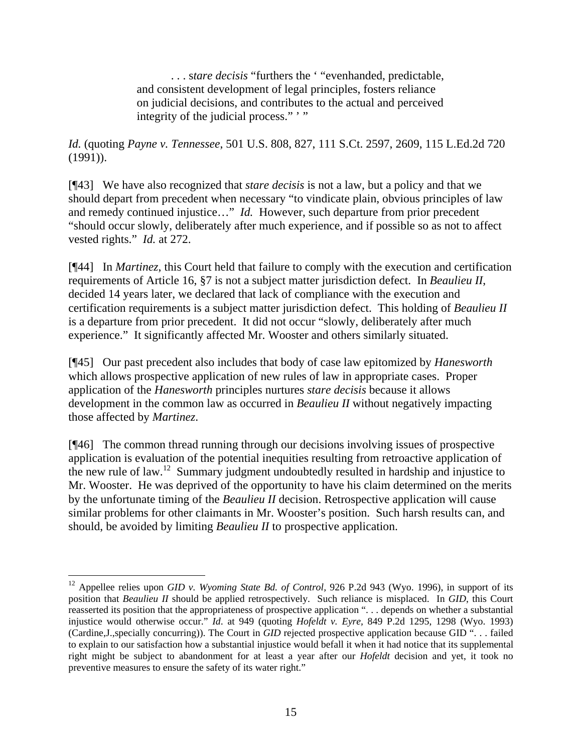> . . . s*tare decisis* "furthers the ' "evenhanded, predictable, and consistent development of legal principles, fosters reliance on judicial decisions, and contributes to the actual and perceived integrity of the judicial process." ' "

*Id.* (quoting *Payne v. Tennessee*, 501 U.S. 808, 827, 111 S.Ct. 2597, 2609, 115 L.Ed.2d 720 (1991)).

[¶43] We have also recognized that *stare decisis* is not a law, but a policy and that we should depart from precedent when necessary "to vindicate plain, obvious principles of law and remedy continued injustice…" *Id.* However, such departure from prior precedent "should occur slowly, deliberately after much experience, and if possible so as not to affect vested rights." *Id.* at 272.

[¶44] In *Martinez*, this Court held that failure to comply with the execution and certification requirements of Article 16, §7 is not a subject matter jurisdiction defect. In *Beaulieu II*, decided 14 years later, we declared that lack of compliance with the execution and certification requirements is a subject matter jurisdiction defect. This holding of *Beaulieu II* is a departure from prior precedent. It did not occur "slowly, deliberately after much experience." It significantly affected Mr. Wooster and others similarly situated.

[¶45] Our past precedent also includes that body of case law epitomized by *Hanesworth* which allows prospective application of new rules of law in appropriate cases. Proper application of the *Hanesworth* principles nurtures *stare decisis* because it allows development in the common law as occurred in *Beaulieu II* without negatively impacting those affected by *Martinez*.

[¶46] The common thread running through our decisions involving issues of prospective application is evaluation of the potential inequities resulting from retroactive application of the new rule of law.[12] Summary judgment undoubtedly resulted in hardship and injustice to Mr. Wooster. He was deprived of the opportunity to have his claim determined on the merits by the unfortunate timing of the *Beaulieu II* decision. Retrospective application will cause similar problems for other claimants in Mr. Wooster's position. Such harsh results can, and should, be avoided by limiting *Beaulieu II* to prospective application.

---

[12] Appellee relies upon *GID v. Wyoming State Bd. of Control*, 926 P.2d 943 (Wyo. 1996), in support of its position that *Beaulieu II* should be applied retrospectively. Such reliance is misplaced. In *GID*, this Court reasserted its position that the appropriateness of prospective application ". . . depends on whether a substantial injustice would otherwise occur." *Id*. at 949 (quoting *Hofeldt v. Eyre*, 849 P.2d 1295, 1298 (Wyo. 1993) (Cardine,J.,specially concurring)). The Court in *GID* rejected prospective application because GID ". . . failed to explain to our satisfaction how a substantial injustice would befall it when it had notice that its supplemental right might be subject to abandonment for at least a year after our *Hofeldt* decision and yet, it took no preventive measures to ensure the safety of its water right."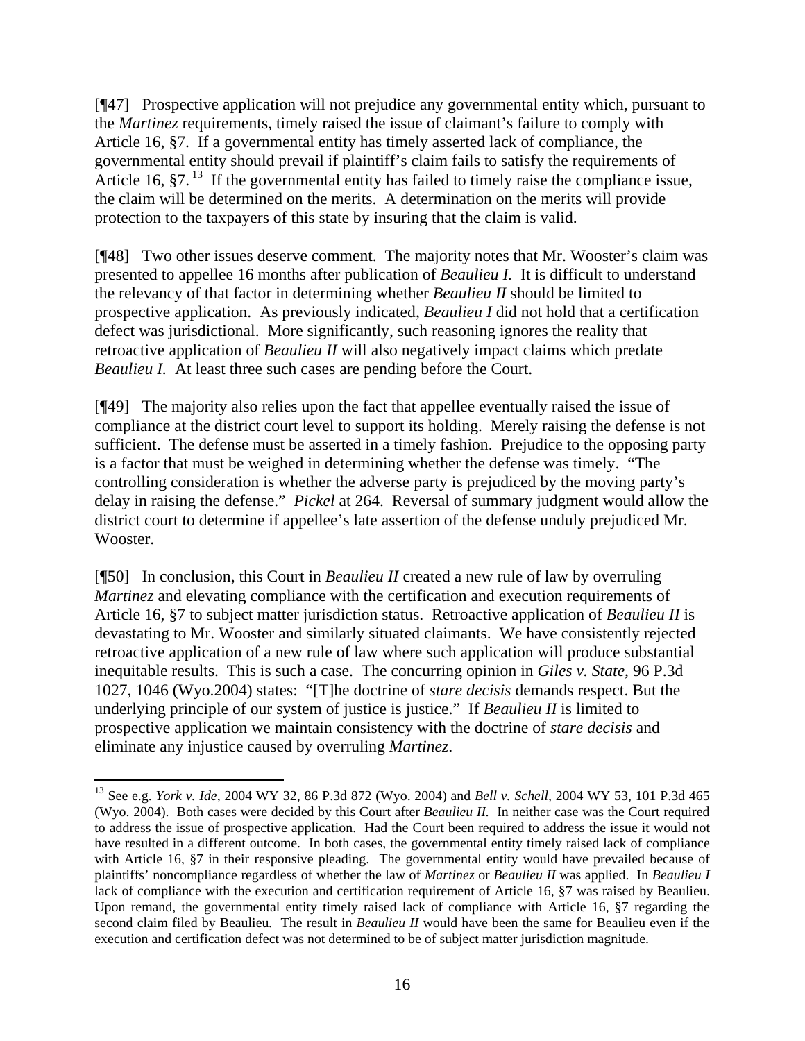[¶47] Prospective application will not prejudice any governmental entity which, pursuant to the *Martinez* requirements, timely raised the issue of claimant's failure to comply with Article 16, §7. If a governmental entity has timely asserted lack of compliance, the governmental entity should prevail if plaintiff's claim fails to satisfy the requirements of Article 16, §7.[13] If the governmental entity has failed to timely raise the compliance issue, the claim will be determined on the merits. A determination on the merits will provide protection to the taxpayers of this state by insuring that the claim is valid.

[¶48] Two other issues deserve comment. The majority notes that Mr. Wooster's claim was presented to appellee 16 months after publication of *Beaulieu I.* It is difficult to understand the relevancy of that factor in determining whether *Beaulieu II* should be limited to prospective application. As previously indicated, *Beaulieu I* did not hold that a certification defect was jurisdictional. More significantly, such reasoning ignores the reality that retroactive application of *Beaulieu II* will also negatively impact claims which predate *Beaulieu I.* At least three such cases are pending before the Court.

[¶49] The majority also relies upon the fact that appellee eventually raised the issue of compliance at the district court level to support its holding. Merely raising the defense is not sufficient. The defense must be asserted in a timely fashion. Prejudice to the opposing party is a factor that must be weighed in determining whether the defense was timely. "The controlling consideration is whether the adverse party is prejudiced by the moving party's delay in raising the defense." *Pickel* at 264. Reversal of summary judgment would allow the district court to determine if appellee's late assertion of the defense unduly prejudiced Mr. Wooster.

[¶50] In conclusion, this Court in *Beaulieu II* created a new rule of law by overruling *Martinez* and elevating compliance with the certification and execution requirements of Article 16, §7 to subject matter jurisdiction status. Retroactive application of *Beaulieu II* is devastating to Mr. Wooster and similarly situated claimants. We have consistently rejected retroactive application of a new rule of law where such application will produce substantial inequitable results. This is such a case. The concurring opinion in *Giles v. State*, 96 P.3d 1027, 1046 (Wyo.2004) states: "[T]he doctrine of *stare decisis* demands respect. But the underlying principle of our system of justice is justice." If *Beaulieu II* is limited to prospective application we maintain consistency with the doctrine of *stare decisis* and eliminate any injustice caused by overruling *Martinez*.

---

[13] See e.g. *York v. Ide*, 2004 WY 32, 86 P.3d 872 (Wyo. 2004) and *Bell v. Schell*, 2004 WY 53, 101 P.3d 465 (Wyo. 2004). Both cases were decided by this Court after *Beaulieu II.* In neither case was the Court required to address the issue of prospective application. Had the Court been required to address the issue it would not have resulted in a different outcome. In both cases, the governmental entity timely raised lack of compliance with Article 16, §7 in their responsive pleading. The governmental entity would have prevailed because of plaintiffs' noncompliance regardless of whether the law of *Martinez* or *Beaulieu II* was applied. In *Beaulieu I* lack of compliance with the execution and certification requirement of Article 16, §7 was raised by Beaulieu. Upon remand, the governmental entity timely raised lack of compliance with Article 16, §7 regarding the second claim filed by Beaulieu. The result in *Beaulieu II* would have been the same for Beaulieu even if the execution and certification defect was not determined to be of subject matter jurisdiction magnitude.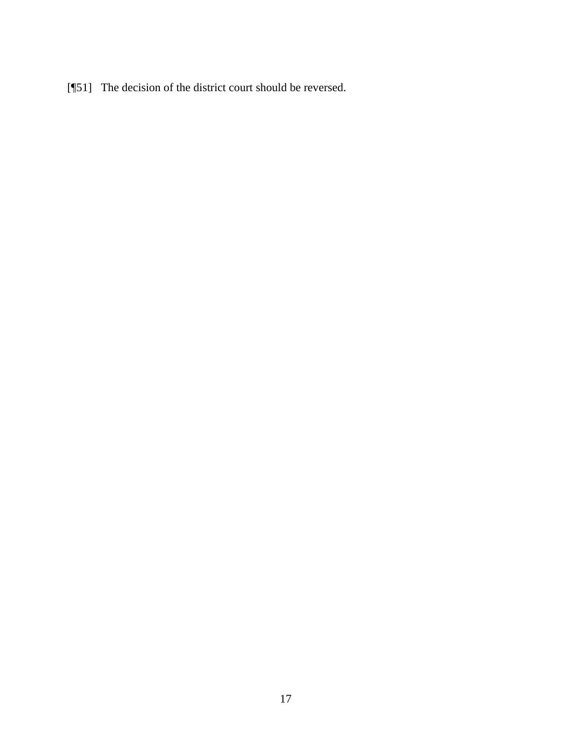[¶51] The decision of the district court should be reversed.